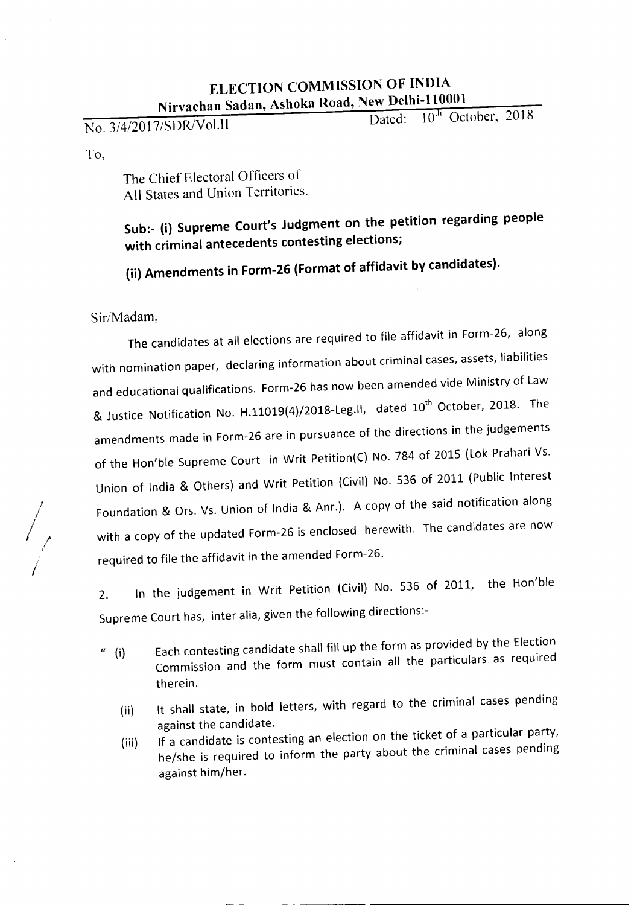# ELECTION COMMISSION OF INDIA

## Nirvachan Sadan, Ashoka Road, New Delhi-110001

No. 3/4/2017/SDR/Vol.II Dated: 10th October, 2018

To,

The Chief Electoral Officers of
All States and Union Territories.

**Sub:- (i) Supreme Court's Judgment on the petition regarding people with criminal antecedents contesting elections;**

**(ii) Amendments in Form-26 (Format of affidavit by candidates).**

Sir/Madam,

The candidates at all elections are required to file affidavit in Form-26, along with nomination paper, declaring information about criminal cases, assets, liabilities and educational qualifications. Form-26 has now been amended vide Ministry of Law & Justice Notification No. H.11019(4)/2018-Leg.II, dated 10th October, 2018. The amendments made in Form-26 are in pursuance of the directions in the judgements of the Hon'ble Supreme Court in Writ Petition(C) No. 784 of 2015 (Lok Prahari Vs. Union of India & Others) and Writ Petition (Civil) No. 536 of 2011 (Public Interest Foundation & Ors. Vs. Union of India & Anr.). A copy of the said notification along with a copy of the updated Form-26 is enclosed herewith. The candidates are now required to file the affidavit in the amended Form-26.

2. In the judgement in Writ Petition (Civil) No. 536 of 2011, the Hon'ble Supreme Court has, inter alia, given the following directions:-

" (i) Each contesting candidate shall fill up the form as provided by the Election Commission and the form must contain all the particulars as required therein.

(ii) It shall state, in bold letters, with regard to the criminal cases pending against the candidate.

(iii) If a candidate is contesting an election on the ticket of a particular party, he/she is required to inform the party about the criminal cases pending against him/her.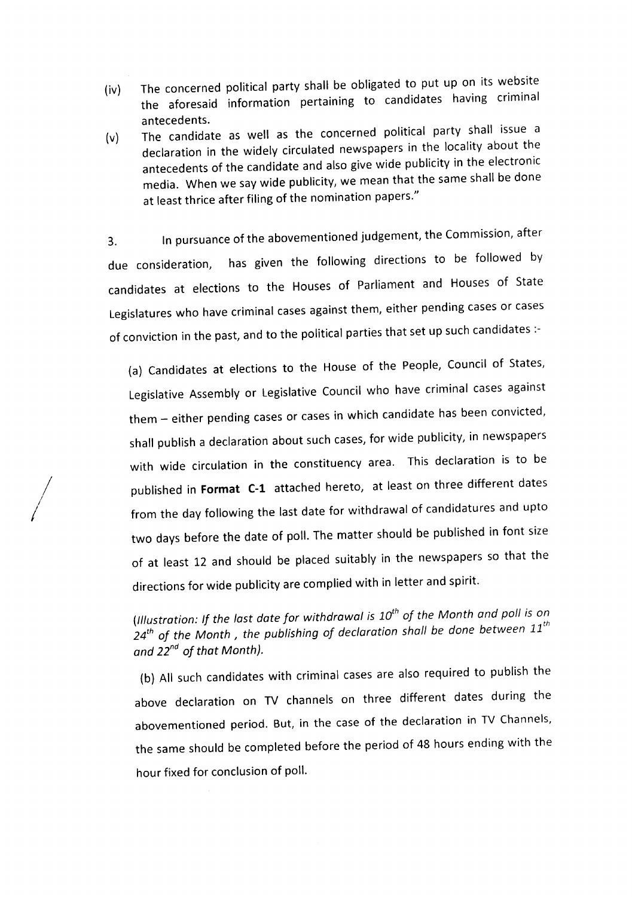(iv) The concerned political party shall be obligated to put up on its website the aforesaid information pertaining to candidates having criminal antecedents.

(v) The candidate as well as the concerned political party shall issue a declaration in the widely circulated newspapers in the locality about the antecedents of the candidate and also give wide publicity in the electronic media. When we say wide publicity, we mean that the same shall be done at least thrice after filing of the nomination papers."

3. In pursuance of the abovementioned judgement, the Commission, after due consideration, has given the following directions to be followed by candidates at elections to the Houses of Parliament and Houses of State Legislatures who have criminal cases against them, either pending cases or cases of conviction in the past, and to the political parties that set up such candidates :-

(a) Candidates at elections to the House of the People, Council of States, Legislative Assembly or Legislative Council who have criminal cases against them – either pending cases or cases in which candidate has been convicted, shall publish a declaration about such cases, for wide publicity, in newspapers with wide circulation in the constituency area. This declaration is to be published in **Format C-1** attached hereto, at least on three different dates from the day following the last date for withdrawal of candidatures and upto two days before the date of poll. The matter should be published in font size of at least 12 and should be placed suitably in the newspapers so that the directions for wide publicity are complied with in letter and spirit.

*(Illustration: If the last date for withdrawal is 10th of the Month and poll is on 24th of the Month , the publishing of declaration shall be done between 11th and 22nd of that Month).*

(b) All such candidates with criminal cases are also required to publish the above declaration on TV channels on three different dates during the abovementioned period. But, in the case of the declaration in TV Channels, the same should be completed before the period of 48 hours ending with the hour fixed for conclusion of poll.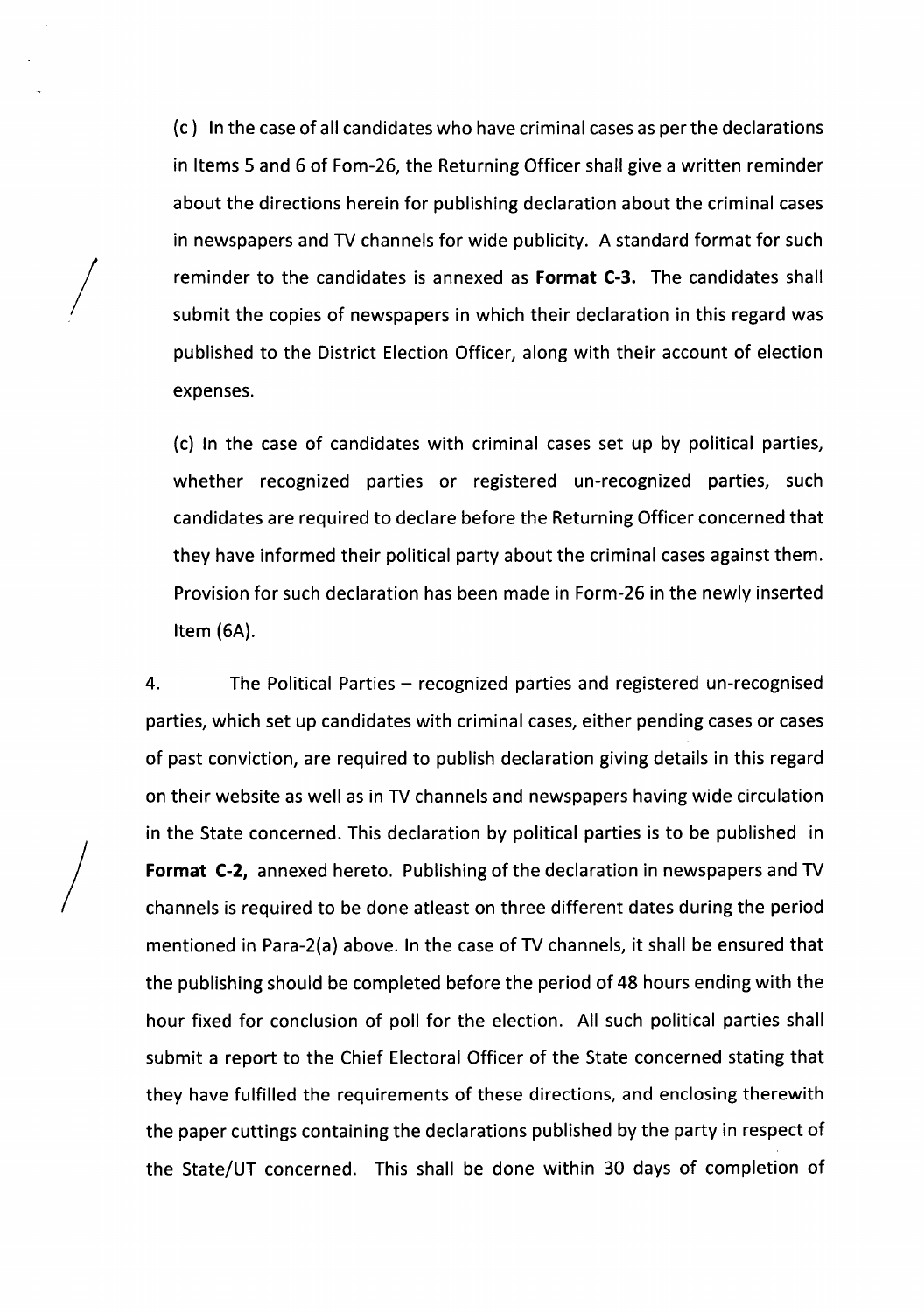(c ) In the case of all candidates who have criminal cases as per the declarations in Items 5 and 6 of Fom-26, the Returning Officer shall give a written reminder about the directions herein for publishing declaration about the criminal cases in newspapers and TV channels for wide publicity. A standard format for such reminder to the candidates is annexed as **Format C-3.** The candidates shall submit the copies of newspapers in which their declaration in this regard was published to the District Election Officer, along with their account of election expenses.

(c) In the case of candidates with criminal cases set up by political parties, whether recognized parties or registered un-recognized parties, such candidates are required to declare before the Returning Officer concerned that they have informed their political party about the criminal cases against them. Provision for such declaration has been made in Form-26 in the newly inserted Item (6A).

4. The Political Parties – recognized parties and registered un-recognised parties, which set up candidates with criminal cases, either pending cases or cases of past conviction, are required to publish declaration giving details in this regard on their website as well as in TV channels and newspapers having wide circulation in the State concerned. This declaration by political parties is to be published in **Format C-2,** annexed hereto. Publishing of the declaration in newspapers and TV channels is required to be done atleast on three different dates during the period mentioned in Para-2(a) above. In the case of TV channels, it shall be ensured that the publishing should be completed before the period of 48 hours ending with the hour fixed for conclusion of poll for the election. All such political parties shall submit a report to the Chief Electoral Officer of the State concerned stating that they have fulfilled the requirements of these directions, and enclosing therewith the paper cuttings containing the declarations published by the party in respect of the State/UT concerned. This shall be done within 30 days of completion of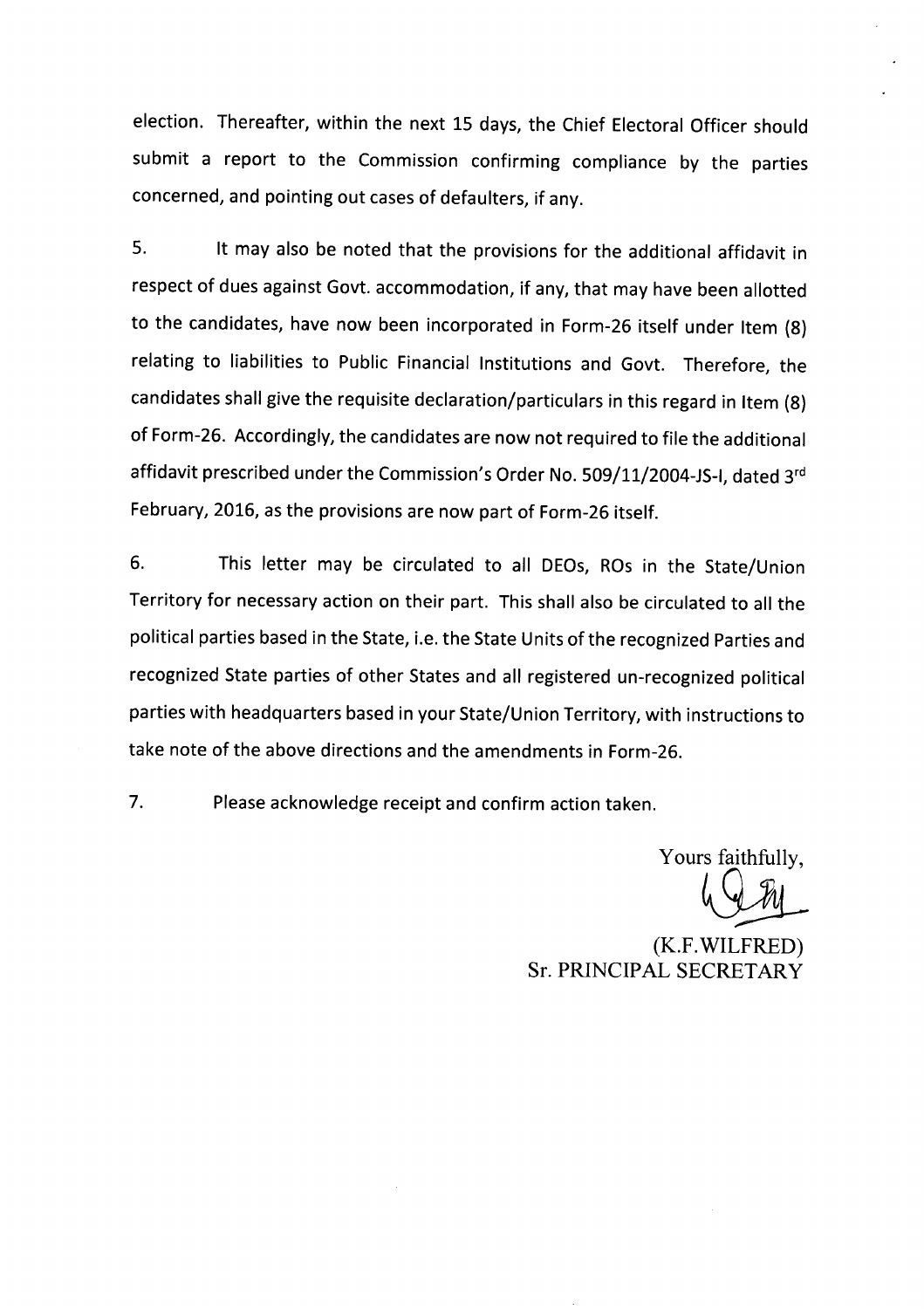election. Thereafter, within the next 15 days, the Chief Electoral Officer should submit a report to the Commission confirming compliance by the parties concerned, and pointing out cases of defaulters, if any.

5. It may also be noted that the provisions for the additional affidavit in respect of dues against Govt. accommodation, if any, that may have been allotted to the candidates, have now been incorporated in Form-26 itself under Item (8) relating to liabilities to Public Financial Institutions and Govt. Therefore, the candidates shall give the requisite declaration/particulars in this regard in Item (8) of Form-26. Accordingly, the candidates are now not required to file the additional affidavit prescribed under the Commission's Order No. 509/11/2004-JS-I, dated 3rd February, 2016, as the provisions are now part of Form-26 itself.

6. This letter may be circulated to all DEOs, ROs in the State/Union Territory for necessary action on their part. This shall also be circulated to all the political parties based in the State, i.e. the State Units of the recognized Parties and recognized State parties of other States and all registered un-recognized political parties with headquarters based in your State/Union Territory, with instructions to take note of the above directions and the amendments in Form-26.

7. Please acknowledge receipt and confirm action taken.

Yours faithfully,

(K.F.WILFRED)
Sr. PRINCIPAL SECRETARY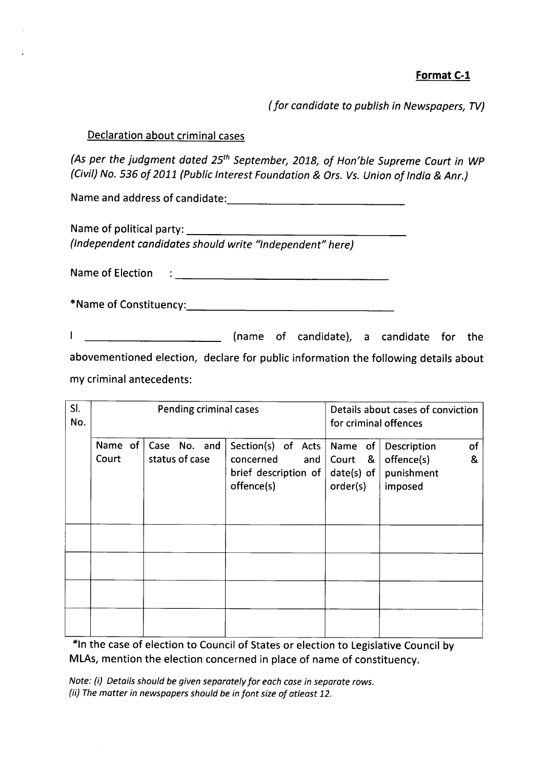**Format C-1**

*(for candidate to publish in Newspapers, TV)*

Declaration about criminal cases

*(As per the judgment dated 25th September, 2018, of Hon'ble Supreme Court in WP (Civil) No. 536 of 2011 (Public Interest Foundation & Ors. Vs. Union of India & Anr.)*

Name and address of candidate:______________________________

Name of political party: ____________________________________
*(Independent candidates should write "Independent" here)*

Name of Election : __________________________________

*Name of Constituency:_________________________________

I ______________________ (name of candidate), a candidate for the abovementioned election, declare for public information the following details about my criminal antecedents:

| Sl. No. | Pending criminal cases | | | Details about cases of conviction for criminal offences | |
|---|---|---|---|---|---|
| | Name of Court | Case No. and status of case | Section(s) of Acts concerned and brief description of offence(s) | Name of Court & date(s) of order(s) | Description of offence(s) & punishment imposed |
| | | | | | |
| | | | | | |
| | | | | | |
| | | | | | |

*In the case of election to Council of States or election to Legislative Council by MLAs, mention the election concerned in place of name of constituency.

*Note: (i) Details should be given separately for each case in separate rows.*
*(ii) The matter in newspapers should be in font size of atleast 12.*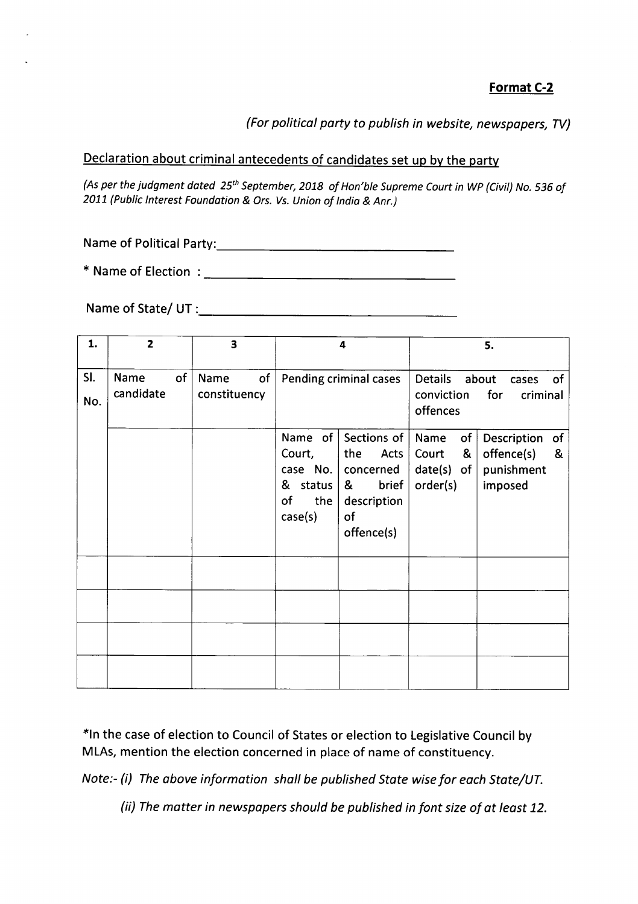**Format C-2**

*(For political party to publish in website, newspapers, TV)*

Declaration about criminal antecedents of candidates set up by the party

*(As per the judgment dated 25th September, 2018 of Hon'ble Supreme Court in WP (Civil) No. 536 of 2011 (Public Interest Foundation & Ors. Vs. Union of India & Anr.)*

Name of Political Party:\_\_\_\_\_\_\_\_\_\_\_\_\_\_\_\_\_\_\_\_\_\_\_\_\_\_\_\_\_\_

* Name of Election : \_\_\_\_\_\_\_\_\_\_\_\_\_\_\_\_\_\_\_\_\_\_\_\_\_\_\_\_\_\_

Name of State/ UT : \_\_\_\_\_\_\_\_\_\_\_\_\_\_\_\_\_\_\_\_\_\_\_\_\_\_\_\_\_\_

| 1. | 2 | 3 | 4 | | 5. | |
|---|---|---|---|---|---|---|
| Sl. No. | Name of candidate | Name of constituency | Pending criminal cases | | Details about cases of conviction for criminal offences | |
| | | | Name of Court, case No. & status of the case(s) | Sections of the Acts concerned & brief description of offence(s) | Name of Court & date(s) of order(s) | Description of offence(s) & punishment imposed |
| | | | | | | |
| | | | | | | |
| | | | | | | |
| | | | | | | |

*In the case of election to Council of States or election to Legislative Council by MLAs, mention the election concerned in place of name of constituency.

*Note:- (i) The above information shall be published State wise for each State/UT.*

*(ii) The matter in newspapers should be published in font size of at least 12.*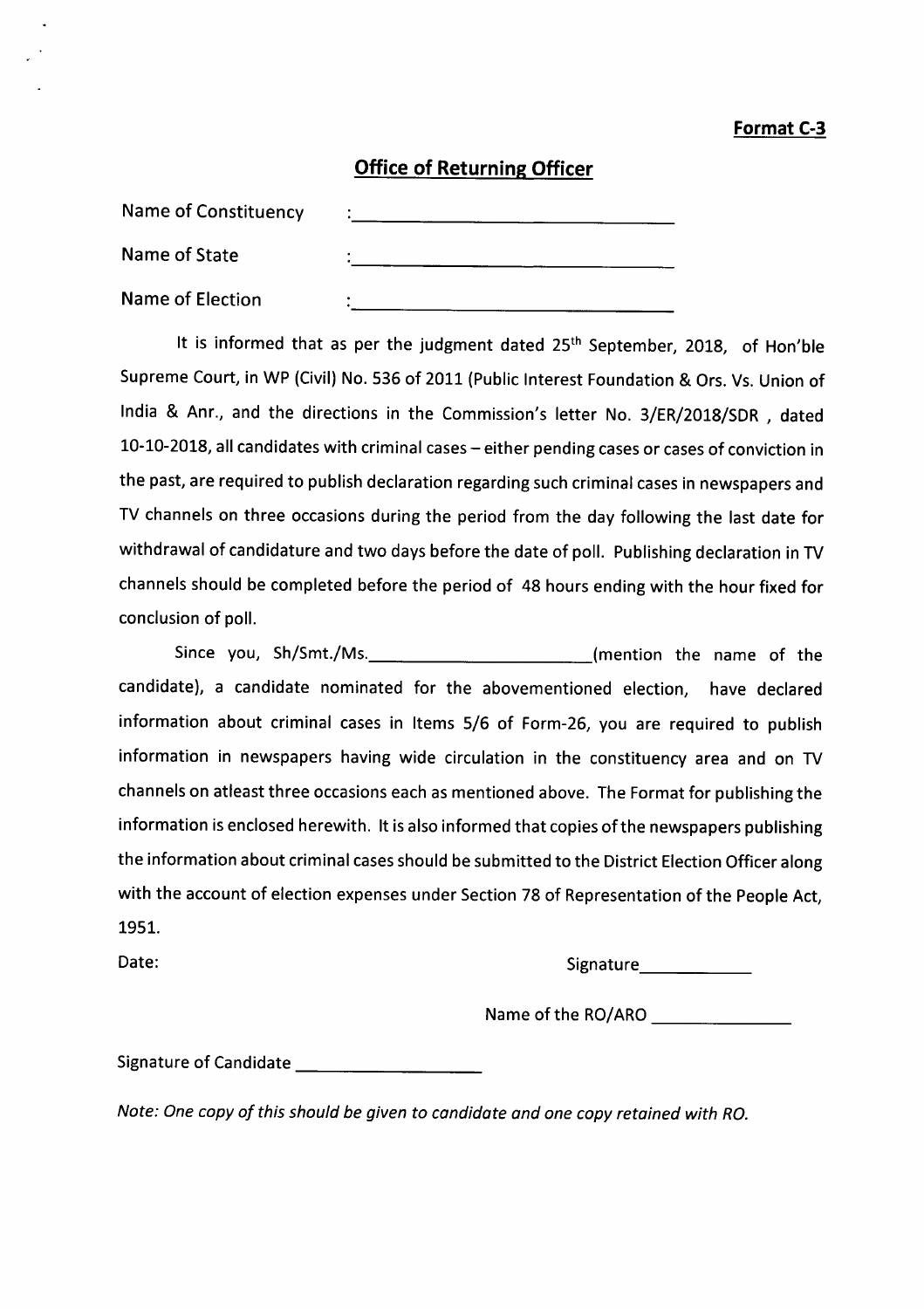**Format C-3**

## Office of Returning Officer

Name of Constituency : ______________________________

Name of State : ______________________________

Name of Election : ______________________________

It is informed that as per the judgment dated 25th September, 2018, of Hon'ble Supreme Court, in WP (Civil) No. 536 of 2011 (Public Interest Foundation & Ors. Vs. Union of India & Anr., and the directions in the Commission's letter No. 3/ER/2018/SDR , dated 10-10-2018, all candidates with criminal cases – either pending cases or cases of conviction in the past, are required to publish declaration regarding such criminal cases in newspapers and TV channels on three occasions during the period from the day following the last date for withdrawal of candidature and two days before the date of poll. Publishing declaration in TV channels should be completed before the period of 48 hours ending with the hour fixed for conclusion of poll.

Since you, Sh/Smt./Ms.______________________(mention the name of the candidate), a candidate nominated for the abovementioned election, have declared information about criminal cases in Items 5/6 of Form-26, you are required to publish information in newspapers having wide circulation in the constituency area and on TV channels on atleast three occasions each as mentioned above. The Format for publishing the information is enclosed herewith. It is also informed that copies of the newspapers publishing the information about criminal cases should be submitted to the District Election Officer along with the account of election expenses under Section 78 of Representation of the People Act, 1951.

Date:

Signature___________

Name of the RO/ARO _____________

Signature of Candidate __________________

*Note: One copy of this should be given to candidate and one copy retained with RO.*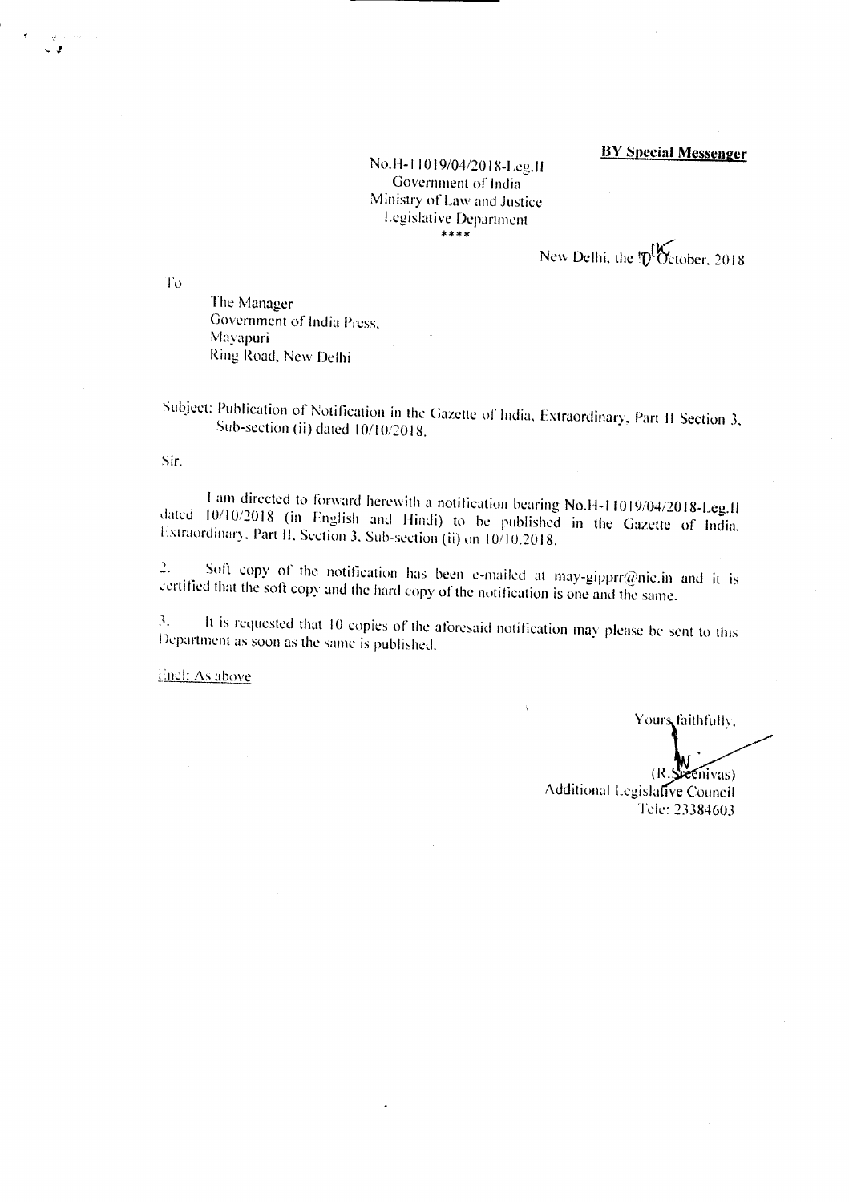**BY Special Messenger**

No.H-11019/04/2018-Leg.II
Government of India
Ministry of Law and Justice
Legislative Department
****

New Delhi, the 10th October, 2018

To

The Manager
Government of India Press,
Mayapuri
Ring Road, New Delhi

Subject: Publication of Notification in the Gazette of India, Extraordinary, Part II Section 3, Sub-section (ii) dated 10/10/2018.

Sir,

I am directed to forward herewith a notification bearing No.H-11019/04/2018-Leg.II dated 10/10/2018 (in English and Hindi) to be published in the Gazette of India, Extraordinary, Part II, Section 3, Sub-section (ii) on 10/10.2018.

2. Soft copy of the notification has been e-mailed at may-gipprr@nic.in and it is certified that the soft copy and the hard copy of the notification is one and the same.

3. It is requested that 10 copies of the aforesaid notification may please be sent to this Department as soon as the same is published.

Encl: As above

Yours faithfully,

(R.Sreenivas)
Additional Legislative Council
Tele: 23384603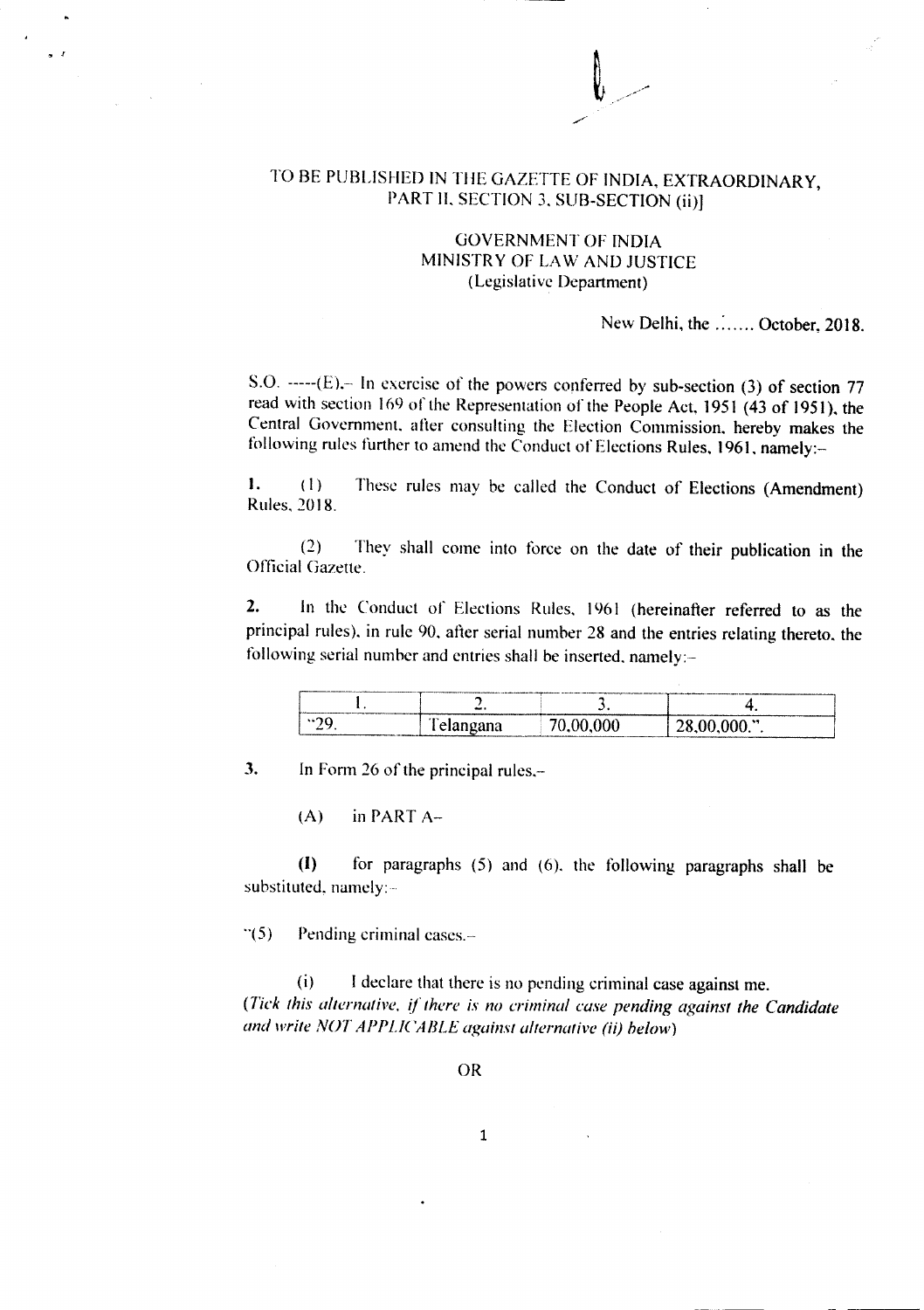TO BE PUBLISHED IN THE GAZETTE OF INDIA, EXTRAORDINARY, PART II, SECTION 3, SUB-SECTION (ii)]

GOVERNMENT OF INDIA
MINISTRY OF LAW AND JUSTICE
(Legislative Department)

New Delhi, the ....... October, 2018.

S.O. -----(E).– In exercise of the powers conferred by sub-section (3) of section 77 read with section 169 of the Representation of the People Act, 1951 (43 of 1951), the Central Government, after consulting the Election Commission, hereby makes the following rules further to amend the Conduct of Elections Rules, 1961, namely:–

**1.** (1) These rules may be called the Conduct of Elections (Amendment) Rules, 2018.

(2) They shall come into force on the date of their publication in the Official Gazette.

**2.** In the Conduct of Elections Rules, 1961 (hereinafter referred to as the principal rules), in rule 90, after serial number 28 and the entries relating thereto, the following serial number and entries shall be inserted, namely:–

| 1. | 2. | 3. | 4. |
|---|---|---|---|
| "29. | Telangana | 70,00,000 | 28,00,000.". |

**3.** In Form 26 of the principal rules,–

(A) in PART A–

**(I)** for paragraphs (5) and (6), the following paragraphs shall be substituted, namely:–

"(5) Pending criminal cases.–

(i) I declare that there is no pending criminal case against me.
*(Tick this alternative, if there is no criminal case pending against the Candidate and write NOT APPLICABLE against alternative (ii) below)*

OR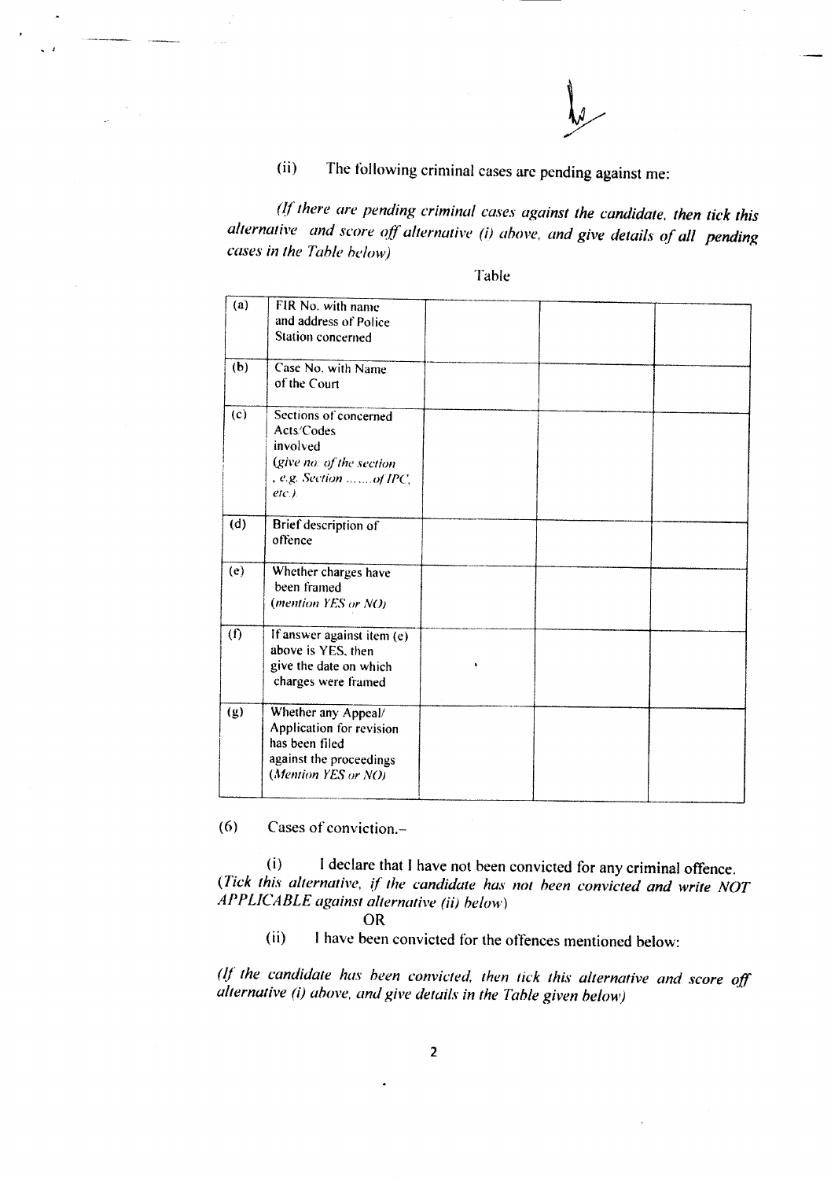(ii) The following criminal cases are pending against me:

*(If there are pending criminal cases against the candidate, then tick this alternative and score off alternative (i) above, and give details of all pending cases in the Table below)*

Table

| | | | | |
|---|---|---|---|---|
| (a) | FIR No. with name and address of Police Station concerned | | | |
| (b) | Case No. with Name of the Court | | | |
| (c) | Sections of concerned Acts/Codes involved *(give no. of the section , e.g. Section ........of IPC, etc.)* | | | |
| (d) | Brief description of offence | | | |
| (e) | Whether charges have been framed *(mention YES or NO)* | | | |
| (f) | If answer against item (e) above is YES, then give the date on which charges were framed | | | |
| (g) | Whether any Appeal/ Application for revision has been filed against the proceedings *(Mention YES or NO)* | | | |

(6) Cases of conviction.–

(i) I declare that I have not been convicted for any criminal offence. *(Tick this alternative, if the candidate has not been convicted and write NOT APPLICABLE against alternative (ii) below)*

OR

(ii) I have been convicted for the offences mentioned below:

*(If the candidate has been convicted, then tick this alternative and score off alternative (i) above, and give details in the Table given below)*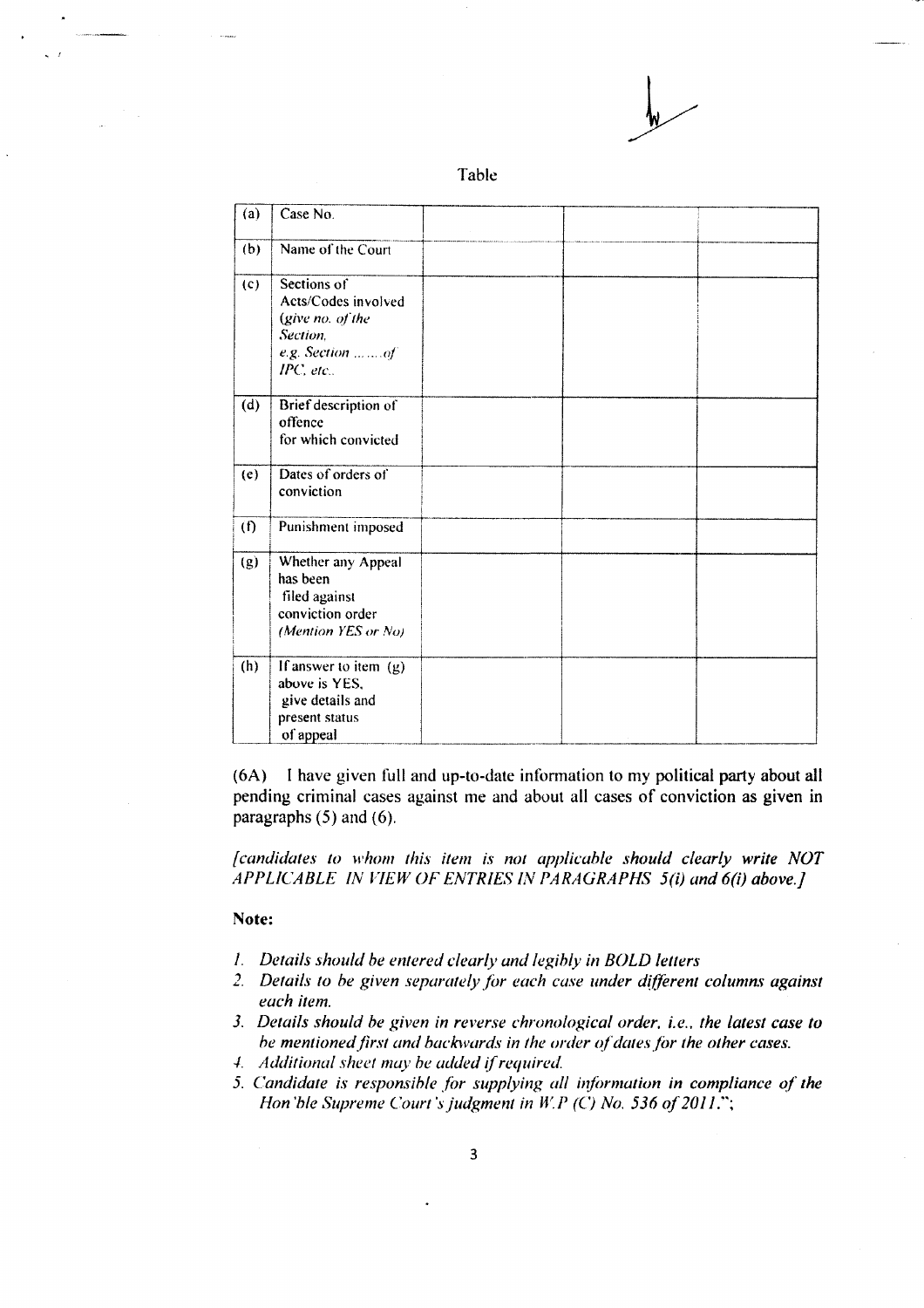Table

| (a) | Case No. | | | |
|---|---|---|---|---|
| (b) | Name of the Court | | | |
| (c) | Sections of Acts/Codes involved (*give no. of the Section, e.g. Section ........of IPC, etc.*. | | | |
| (d) | Brief description of offence for which convicted | | | |
| (e) | Dates of orders of conviction | | | |
| (f) | Punishment imposed | | | |
| (g) | Whether any Appeal has been filed against conviction order (*Mention YES or No*) | | | |
| (h) | If answer to item (g) above is YES, give details and present status of appeal | | | |

(6A) I have given full and up-to-date information to my political party about all pending criminal cases against me and about all cases of conviction as given in paragraphs (5) and (6).

*[candidates to whom this item is not applicable should clearly write NOT APPLICABLE IN VIEW OF ENTRIES IN PARAGRAPHS 5(i) and 6(i) above.]*

**Note:**

1. *Details should be entered clearly and legibly in BOLD letters*
2. *Details to be given separately for each case under different columns against each item.*
3. *Details should be given in reverse chronological order, i.e., the latest case to be mentioned first and backwards in the order of dates for the other cases.*
4. *Additional sheet may be added if required.*
5. *Candidate is responsible for supplying all information in compliance of the Hon'ble Supreme Court's judgment in W.P (C) No. 536 of 2011.";*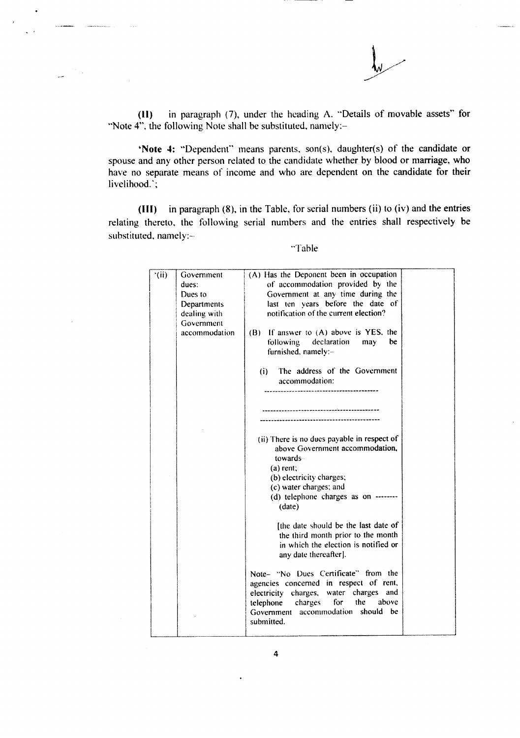**(II)** in paragraph (7), under the heading A. "Details of movable assets" for "Note 4", the following Note shall be substituted, namely:–

**'Note 4:** "Dependent" means parents, son(s), daughter(s) of the candidate or spouse and any other person related to the candidate whether by blood or marriage, who have no separate means of income and who are dependent on the candidate for their livelihood.';

**(III)** in paragraph (8), in the Table, for serial numbers (ii) to (iv) and the entries relating thereto, the following serial numbers and the entries shall respectively be substituted, namely:–

"Table

| | | | |
|---|---|---|---|
| '(ii) | Government dues: Dues to Departments dealing with Government accommodation | (A) Has the Deponent been in occupation of accommodation provided by the Government at any time during the last ten years before the date of notification of the current election?<br><br>(B) If answer to (A) above is YES, the following declaration may be furnished, namely:–<br><br>(i) The address of the Government accommodation:<br>------------------------------------------<br>------------------------------------------<br>------------------------------------------<br><br>(ii) There is no dues payable in respect of above Government accommodation, towards–<br>(a) rent;<br>(b) electricity charges;<br>(c) water charges; and<br>(d) telephone charges as on -------- (date)<br><br>[the date should be the last date of the third month prior to the month in which the election is notified or any date thereafter].<br><br>Note– "No Dues Certificate" from the agencies concerned in respect of rent, electricity charges, water charges and telephone charges for the above Government accommodation should be submitted. | |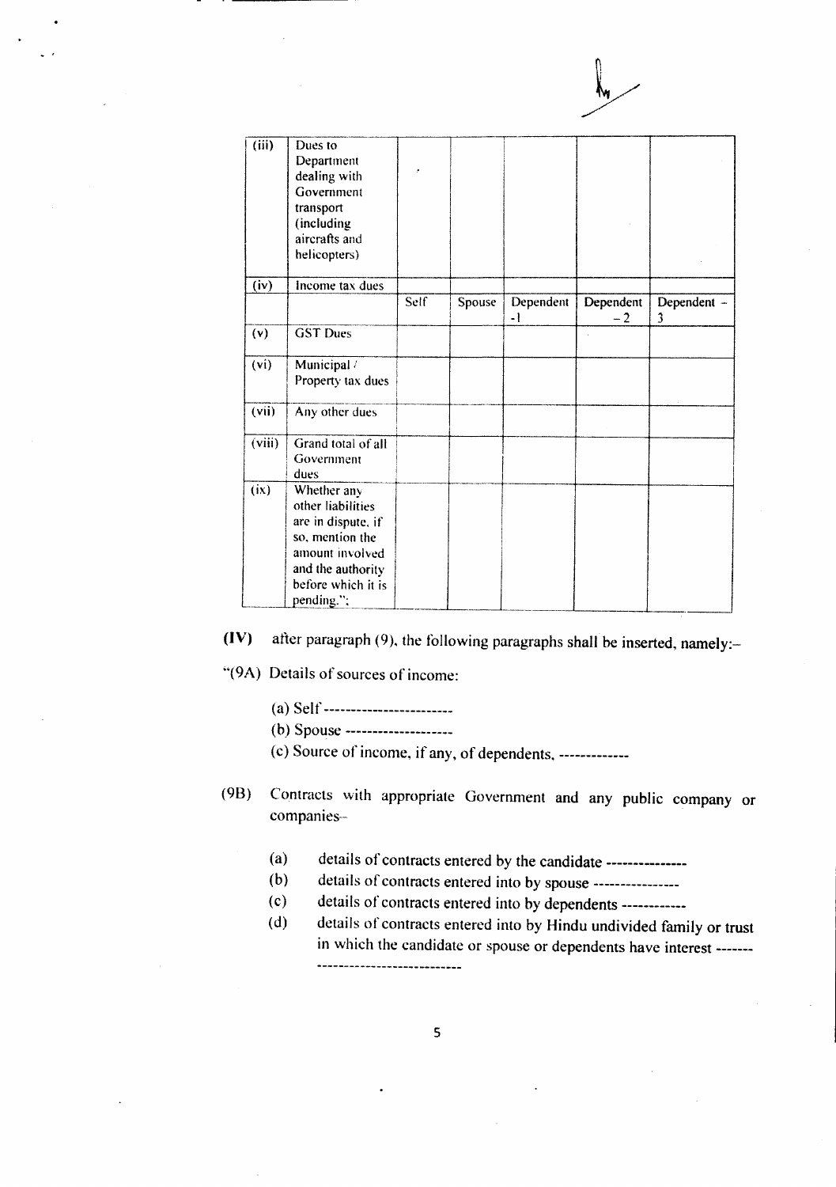| (iii) | Dues to Department dealing with Government transport (including aircrafts and helicopters) | | | | | |
|---|---|---|---|---|---|---|
| (iv) | Income tax dues | | | | | |
| | | Self | Spouse | Dependent -1 | Dependent – 2 | Dependent – 3 |
| (v) | GST Dues | | | | | |
| (vi) | Municipal / Property tax dues | | | | | |
| (vii) | Any other dues | | | | | |
| (viii) | Grand total of all Government dues | | | | | |
| (ix) | Whether any other liabilities are in dispute, if so, mention the amount involved and the authority before which it is pending."; | | | | | |

**(IV)** after paragraph (9), the following paragraphs shall be inserted, namely:–

"(9A) Details of sources of income:

(a) Self ------------------------

(b) Spouse --------------------

(c) Source of income, if any, of dependents, -------------

(9B) Contracts with appropriate Government and any public company or companies–

(a) details of contracts entered by the candidate ---------------

(b) details of contracts entered into by spouse ----------------

(c) details of contracts entered into by dependents ------------

(d) details of contracts entered into by Hindu undivided family or trust in which the candidate or spouse or dependents have interest -------
---------------------------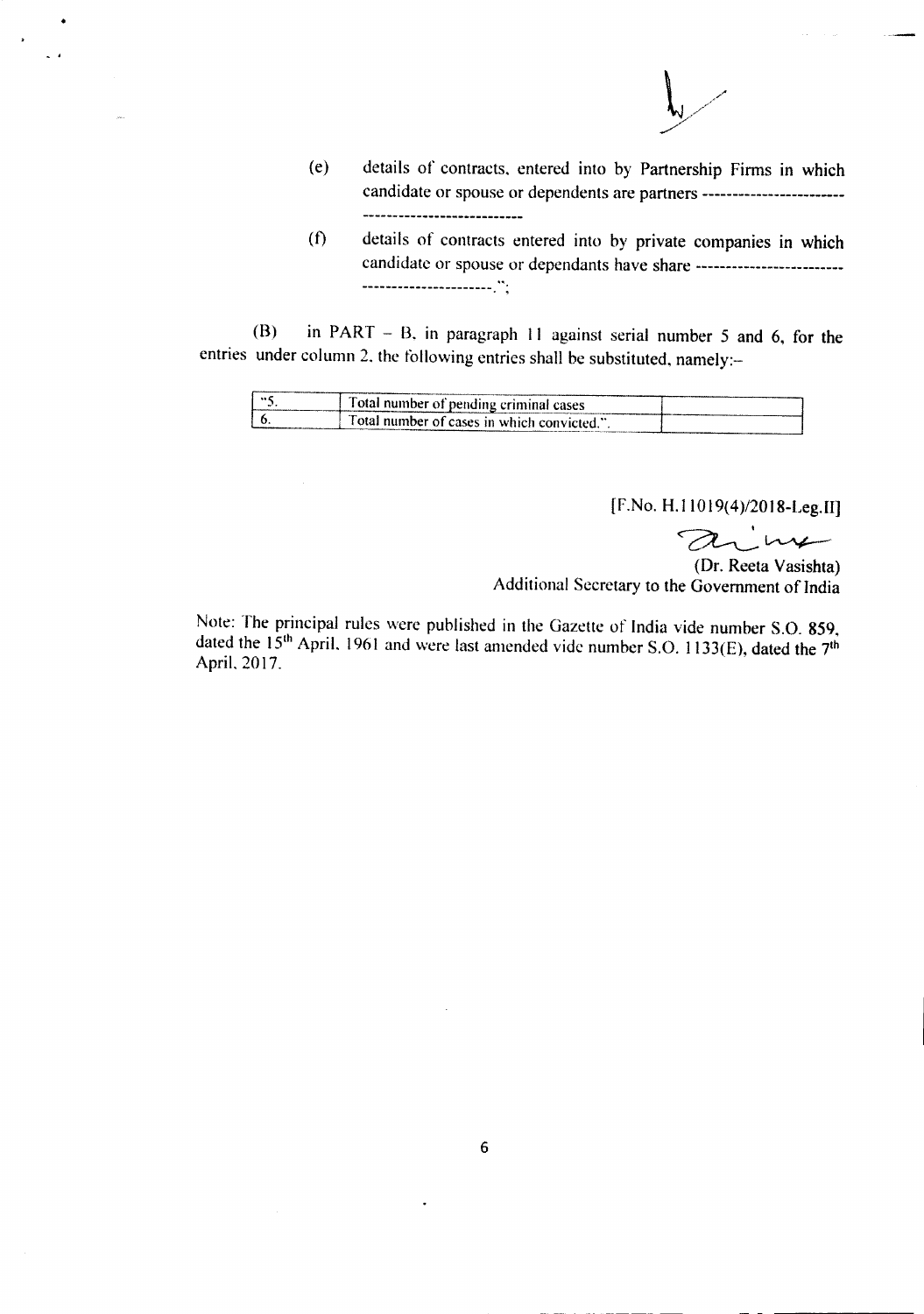(e) details of contracts, entered into by Partnership Firms in which candidate or spouse or dependents are partners ---------------------------------------------------

(f) details of contracts entered into by private companies in which candidate or spouse or dependants have share ---------------------------------------------.";

(B) in PART – B, in paragraph 11 against serial number 5 and 6, for the entries under column 2, the following entries shall be substituted, namely:–

| | | |
|---|---|---|
| "5. | Total number of pending criminal cases | |
| 6. | Total number of cases in which convicted.". | |

[F.No. H.11019(4)/2018-Leg.II]

(Dr. Reeta Vasishta)
Additional Secretary to the Government of India

Note: The principal rules were published in the Gazette of India vide number S.O. 859, dated the 15th April, 1961 and were last amended vide number S.O. 1133(E), dated the 7th April, 2017.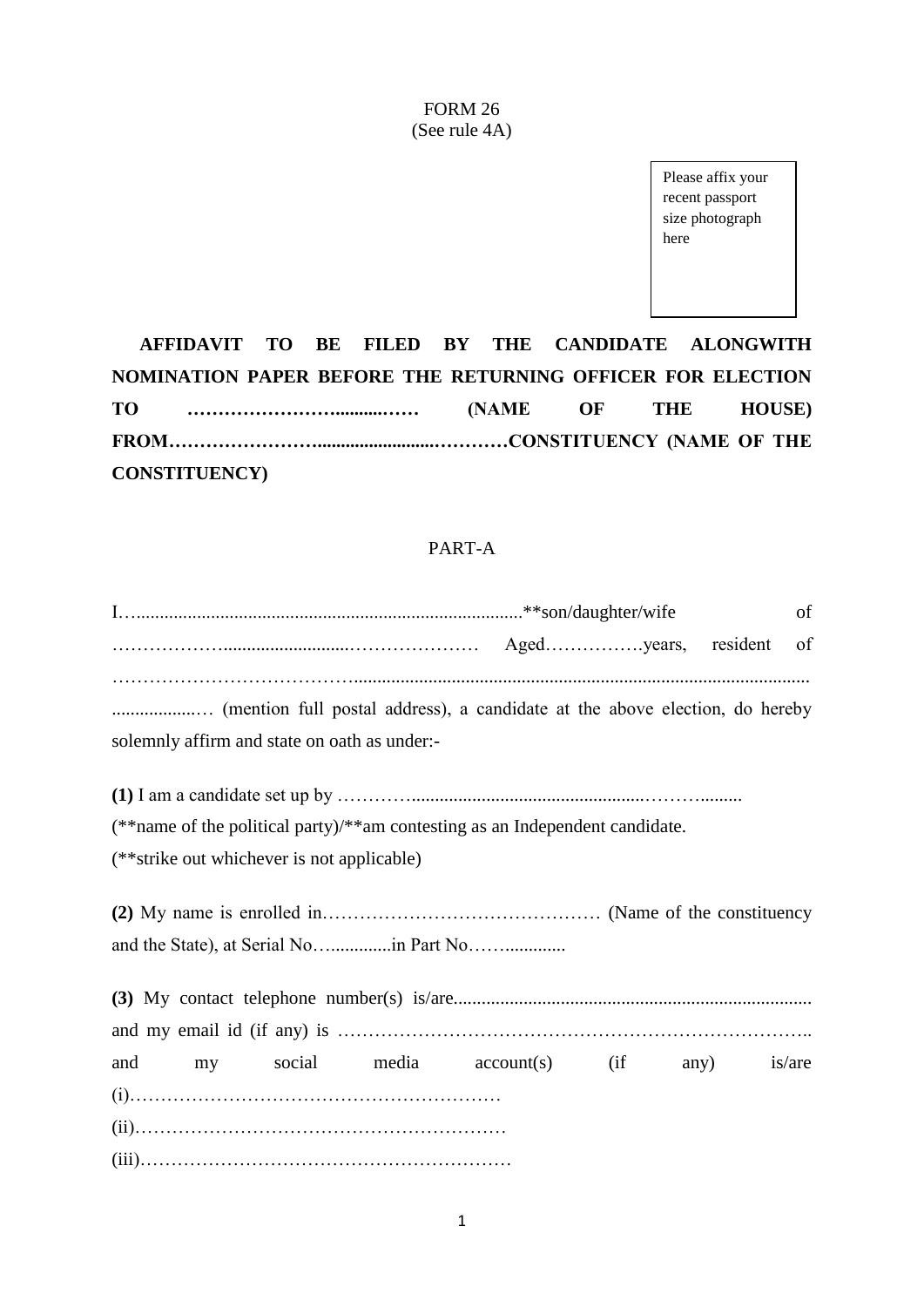FORM 26
(See rule 4A)

Please affix your recent passport size photograph here

**AFFIDAVIT TO BE FILED BY THE CANDIDATE ALONGWITH NOMINATION PAPER BEFORE THE RETURNING OFFICER FOR ELECTION TO ……………………..........……. (NAME OF THE HOUSE) FROM……………………........................…………CONSTITUENCY (NAME OF THE CONSTITUENCY)**

PART-A

I….................................................................................**son/daughter/wife of ………………..........................…………………. Aged…………….years, resident of ……………………………….................................................................................................................…. (mention full postal address), a candidate at the above election, do hereby solemnly affirm and state on oath as under:-

**(1)** I am a candidate set up by ………….....................................................……….........
(**name of the political party)/**am contesting as an Independent candidate.
(**strike out whichever is not applicable)

**(2)** My name is enrolled in……………………………………… (Name of the constituency and the State), at Serial No….............in Part No……............

**(3)** My contact telephone number(s) is/are............................................................................ and my email id (if any) is ………………………………………………………………….. and my social media account(s) (if any) is/are
(i)……………………………………………………
(ii)……………………………………………………
(iii)……………………………………………………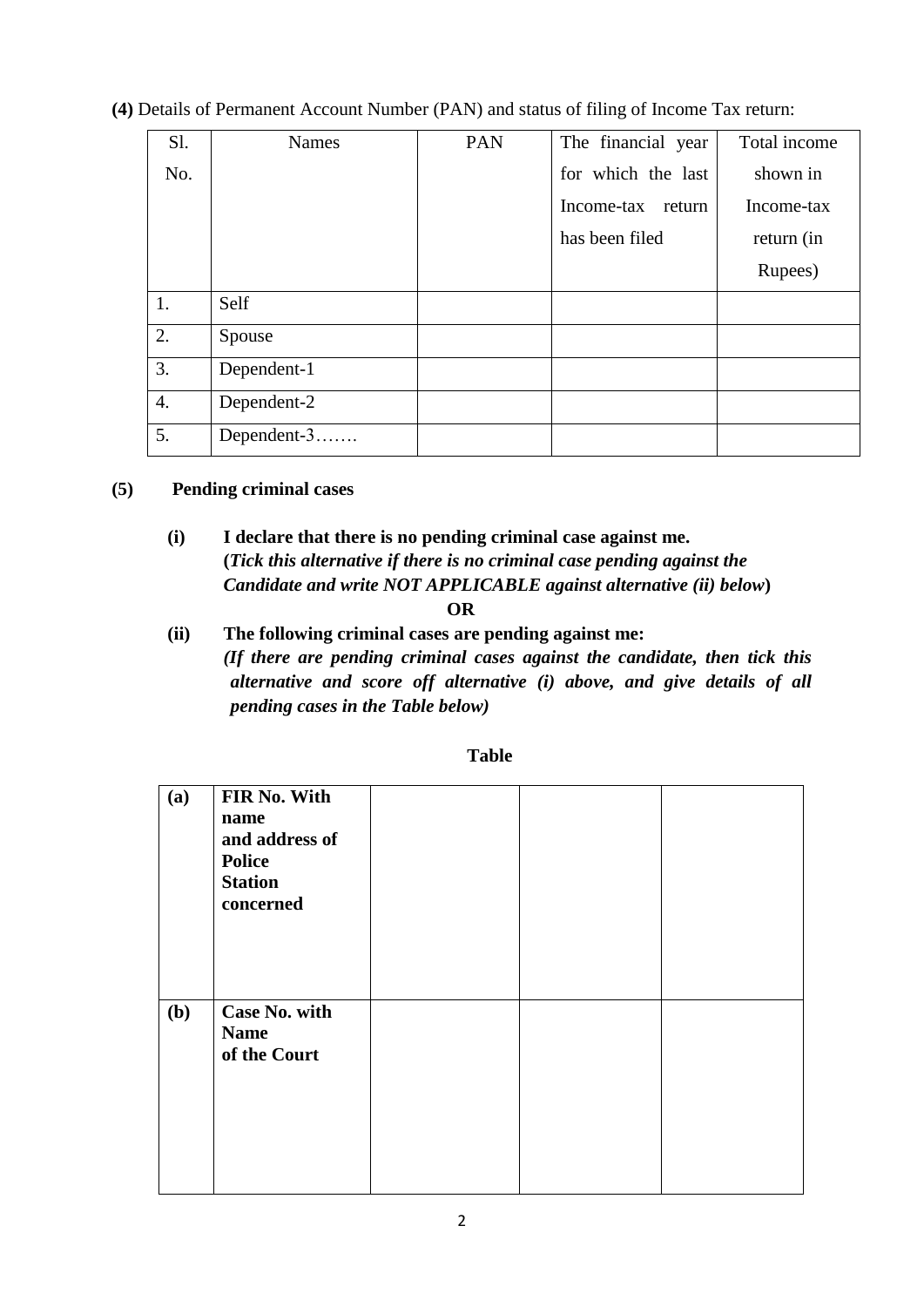**(4)** Details of Permanent Account Number (PAN) and status of filing of Income Tax return:

| Sl. No. | Names | PAN | The financial year for which the last Income-tax return has been filed | Total income shown in Income-tax return (in Rupees) |
|---|---|---|---|---|
| 1. | Self | | | |
| 2. | Spouse | | | |
| 3. | Dependent-1 | | | |
| 4. | Dependent-2 | | | |
| 5. | Dependent-3……. | | | |

**(5) Pending criminal cases**

**(i) I declare that there is no pending criminal case against me.**
**(*Tick this alternative if there is no criminal case pending against the Candidate and write NOT APPLICABLE against alternative (ii) below*)**

**OR**

**(ii) The following criminal cases are pending against me:**
***(If there are pending criminal cases against the candidate, then tick this alternative and score off alternative (i) above, and give details of all pending cases in the Table below)***

**Table**

| | | | | |
|---|---|---|---|---|
| **(a)** | **FIR No. With name and address of Police Station concerned** | | | |
| **(b)** | **Case No. with Name of the Court** | | | |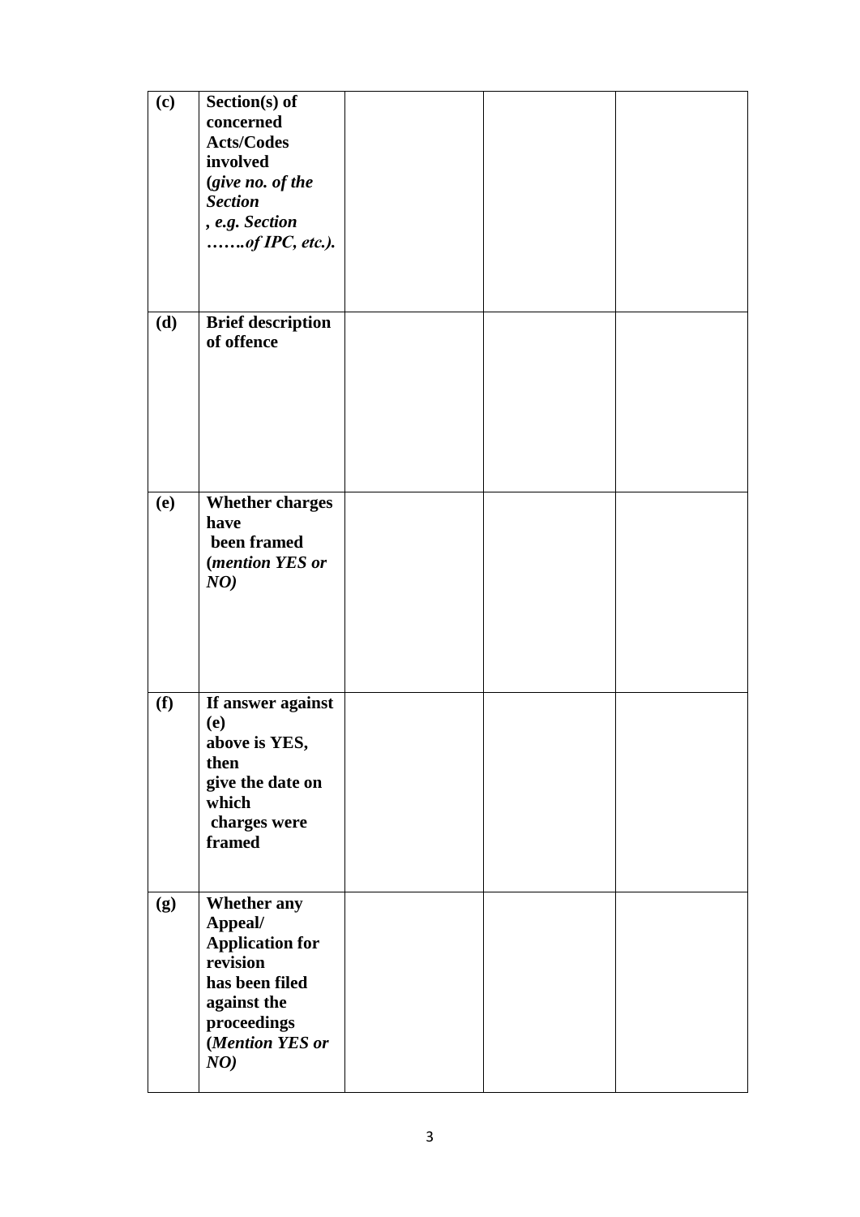| (c) | **Section(s) of concerned Acts/Codes involved (*give no. of the Section , e.g. Section …….of IPC, etc.*).** | | | |
|---|---|---|---|---|
| **(d)** | **Brief description of offence** | | | |
| **(e)** | **Whether charges have been framed (*mention YES or NO*)** | | | |
| **(f)** | **If answer against (e) above is YES, then give the date on which charges were framed** | | | |
| **(g)** | **Whether any Appeal/ Application for revision has been filed against the proceedings (*Mention YES or NO*)** | | | |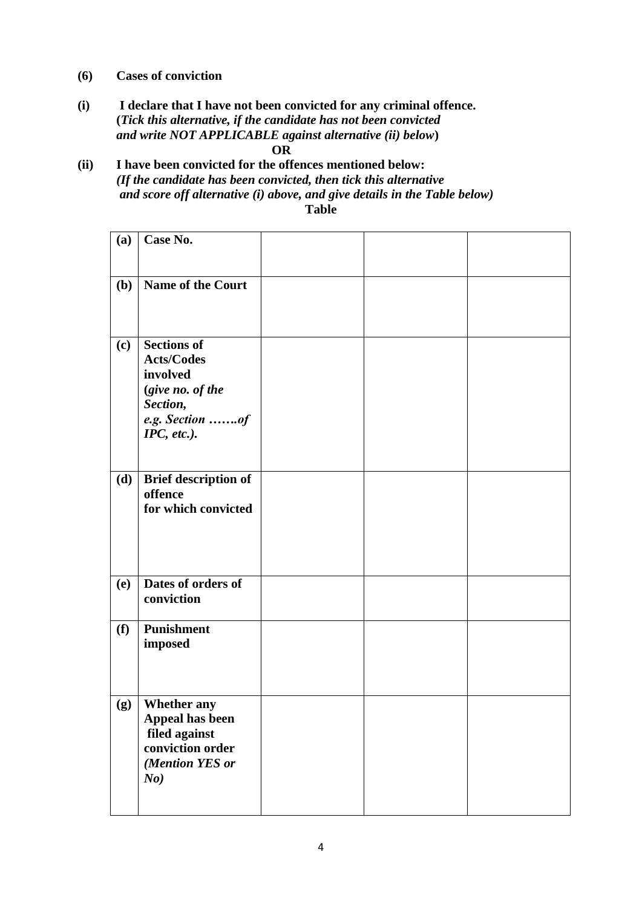**(6) Cases of conviction**

**(i) I declare that I have not been convicted for any criminal offence.**
**(*Tick this alternative, if the candidate has not been convicted and write NOT APPLICABLE against alternative (ii) below*)**

**OR**

**(ii) I have been convicted for the offences mentioned below:**
***(If the candidate has been convicted, then tick this alternative and score off alternative (i) above, and give details in the Table below)***

**Table**

| | | | | |
|---|---|---|---|---|
| **(a)** | **Case No.** | | | |
| **(b)** | **Name of the Court** | | | |
| **(c)** | **Sections of Acts/Codes involved (*give no. of the Section, e.g. Section …….of IPC, etc.*).** | | | |
| **(d)** | **Brief description of offence for which convicted** | | | |
| **(e)** | **Dates of orders of conviction** | | | |
| **(f)** | **Punishment imposed** | | | |
| **(g)** | **Whether any Appeal has been filed against conviction order *(Mention YES or No)*** | | | |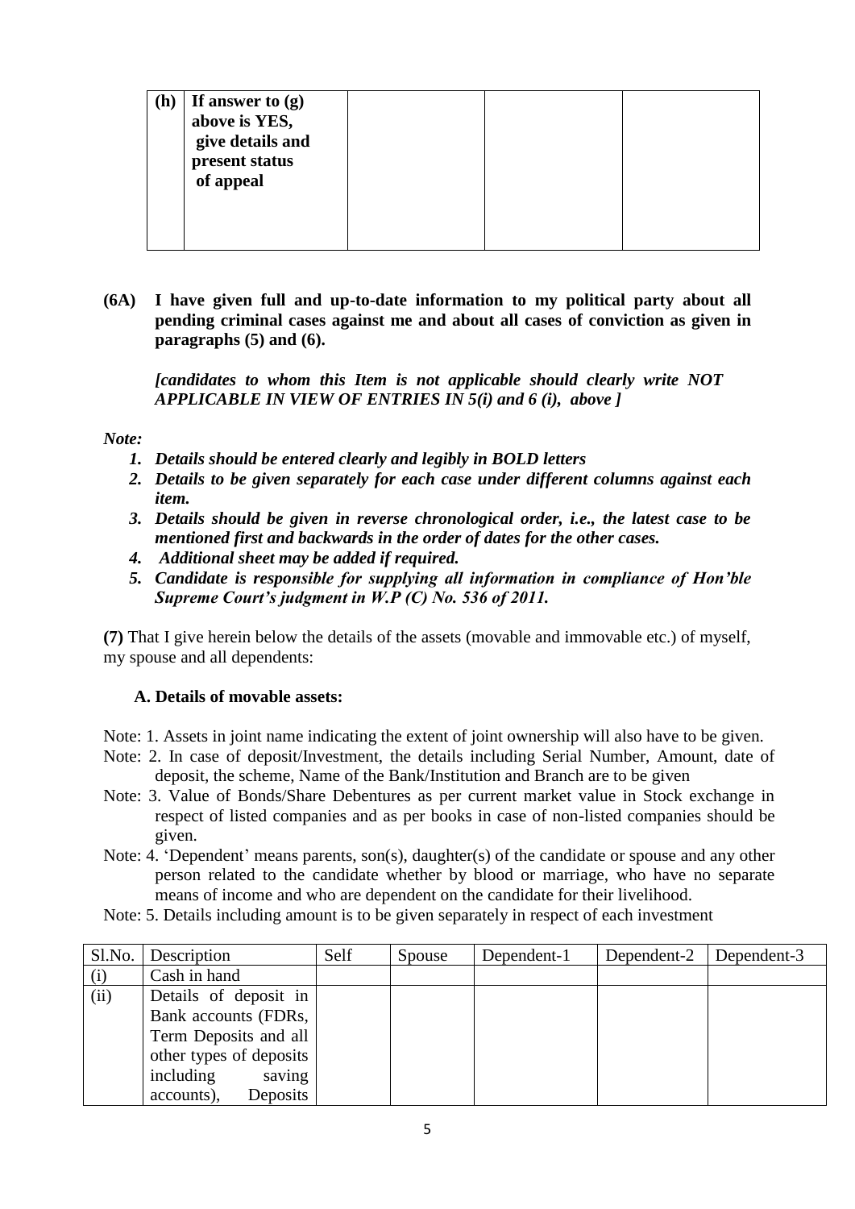| **(h)** | **If answer to (g) above is YES, give details and present status of appeal** | | | |
|---|---|---|---|---|

**(6A) I have given full and up-to-date information to my political party about all pending criminal cases against me and about all cases of conviction as given in paragraphs (5) and (6).**

***[candidates to whom this Item is not applicable should clearly write NOT APPLICABLE IN VIEW OF ENTRIES IN 5(i) and 6 (i), above ]***

***Note:***

1. ***Details should be entered clearly and legibly in BOLD letters***
2. ***Details to be given separately for each case under different columns against each item.***
3. ***Details should be given in reverse chronological order, i.e., the latest case to be mentioned first and backwards in the order of dates for the other cases.***
4. ***Additional sheet may be added if required.***
5. ***Candidate is responsible for supplying all information in compliance of Hon'ble Supreme Court's judgment in W.P (C) No. 536 of 2011.***

**(7)** That I give herein below the details of the assets (movable and immovable etc.) of myself, my spouse and all dependents:

**A. Details of movable assets:**

Note: 1. Assets in joint name indicating the extent of joint ownership will also have to be given.

Note: 2. In case of deposit/Investment, the details including Serial Number, Amount, date of deposit, the scheme, Name of the Bank/Institution and Branch are to be given

Note: 3. Value of Bonds/Share Debentures as per current market value in Stock exchange in respect of listed companies and as per books in case of non-listed companies should be given.

Note: 4. 'Dependent' means parents, son(s), daughter(s) of the candidate or spouse and any other person related to the candidate whether by blood or marriage, who have no separate means of income and who are dependent on the candidate for their livelihood.

Note: 5. Details including amount is to be given separately in respect of each investment

| Sl.No. | Description | Self | Spouse | Dependent-1 | Dependent-2 | Dependent-3 |
|---|---|---|---|---|---|---|
| (i) | Cash in hand | | | | | |
| (ii) | Details of deposit in Bank accounts (FDRs, Term Deposits and all other types of deposits including saving accounts), Deposits | | | | | |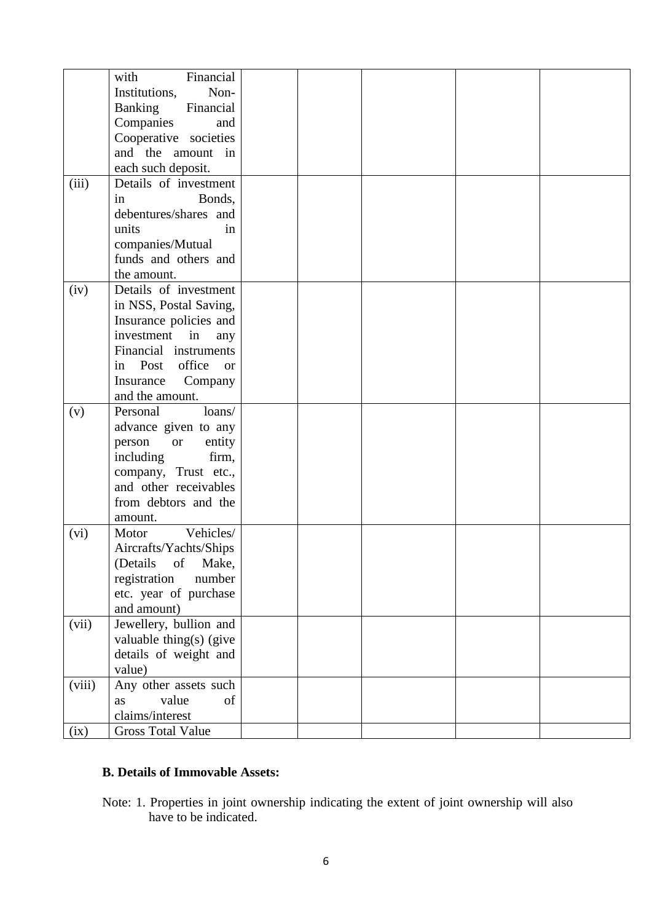|  | with Financial Institutions, Non-Banking Financial Companies and Cooperative societies and the amount in each such deposit. |  |  |  |  |  |
|---|---|---|---|---|---|---|
| (iii) | Details of investment in Bonds, debentures/shares and units in companies/Mutual funds and others and the amount. |  |  |  |  |  |
| (iv) | Details of investment in NSS, Postal Saving, Insurance policies and investment in any Financial instruments in Post office or Insurance Company and the amount. |  |  |  |  |  |
| (v) | Personal loans/ advance given to any person or entity including firm, company, Trust etc., and other receivables from debtors and the amount. |  |  |  |  |  |
| (vi) | Motor Vehicles/ Aircrafts/Yachts/Ships (Details of Make, registration number etc. year of purchase and amount) |  |  |  |  |  |
| (vii) | Jewellery, bullion and valuable thing(s) (give details of weight and value) |  |  |  |  |  |
| (viii) | Any other assets such as value of claims/interest |  |  |  |  |  |
| (ix) | Gross Total Value |  |  |  |  |  |

**B. Details of Immovable Assets:**

Note: 1. Properties in joint ownership indicating the extent of joint ownership will also have to be indicated.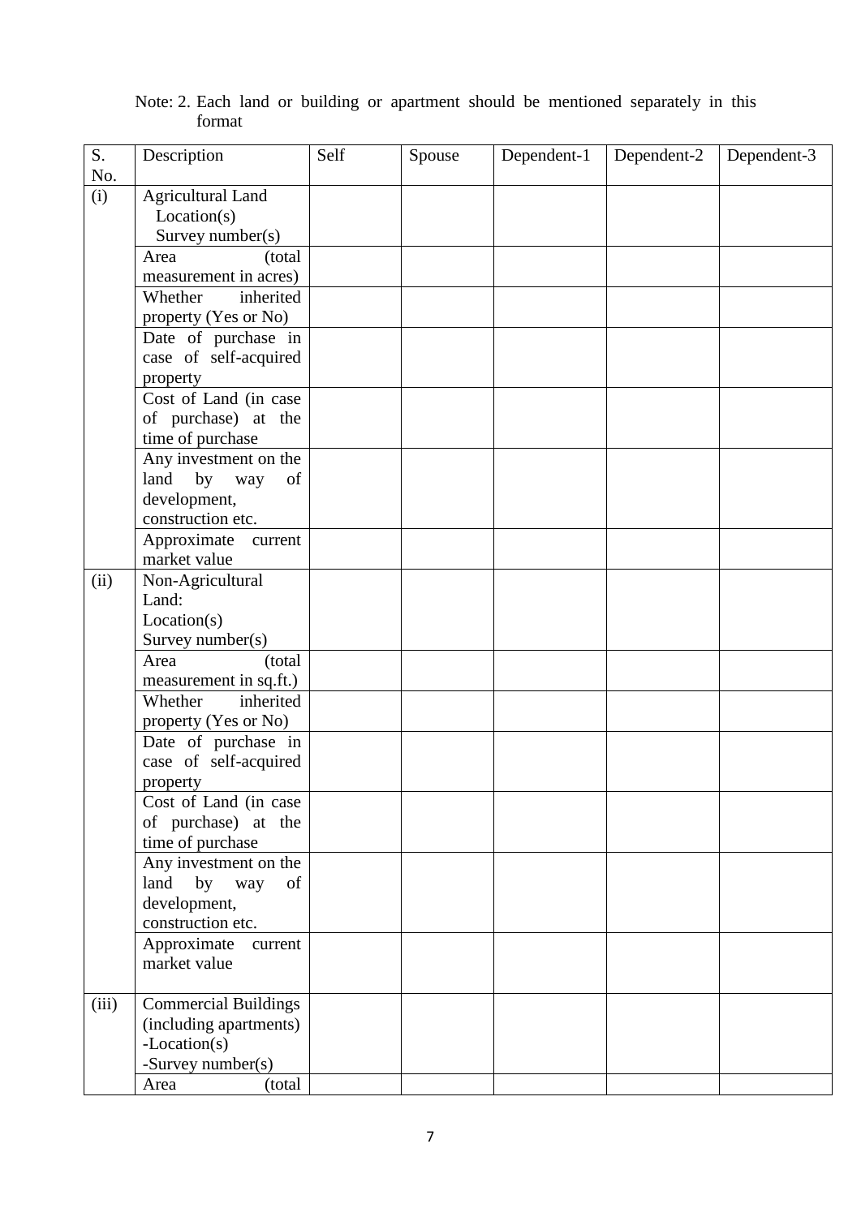Note: 2. Each land or building or apartment should be mentioned separately in this format

| S. No. | Description | Self | Spouse | Dependent-1 | Dependent-2 | Dependent-3 |
|---|---|---|---|---|---|---|
| (i) | Agricultural Land Location(s) Survey number(s) | | | | | |
| | Area (total measurement in acres) | | | | | |
| | Whether inherited property (Yes or No) | | | | | |
| | Date of purchase in case of self-acquired property | | | | | |
| | Cost of Land (in case of purchase) at the time of purchase | | | | | |
| | Any investment on the land by way of development, construction etc. | | | | | |
| | Approximate current market value | | | | | |
| (ii) | Non-Agricultural Land: Location(s) Survey number(s) | | | | | |
| | Area (total measurement in sq.ft.) | | | | | |
| | Whether inherited property (Yes or No) | | | | | |
| | Date of purchase in case of self-acquired property | | | | | |
| | Cost of Land (in case of purchase) at the time of purchase | | | | | |
| | Any investment on the land by way of development, construction etc. | | | | | |
| | Approximate current market value | | | | | |
| (iii) | Commercial Buildings (including apartments) -Location(s) -Survey number(s) | | | | | |
| | Area (total | | | | | |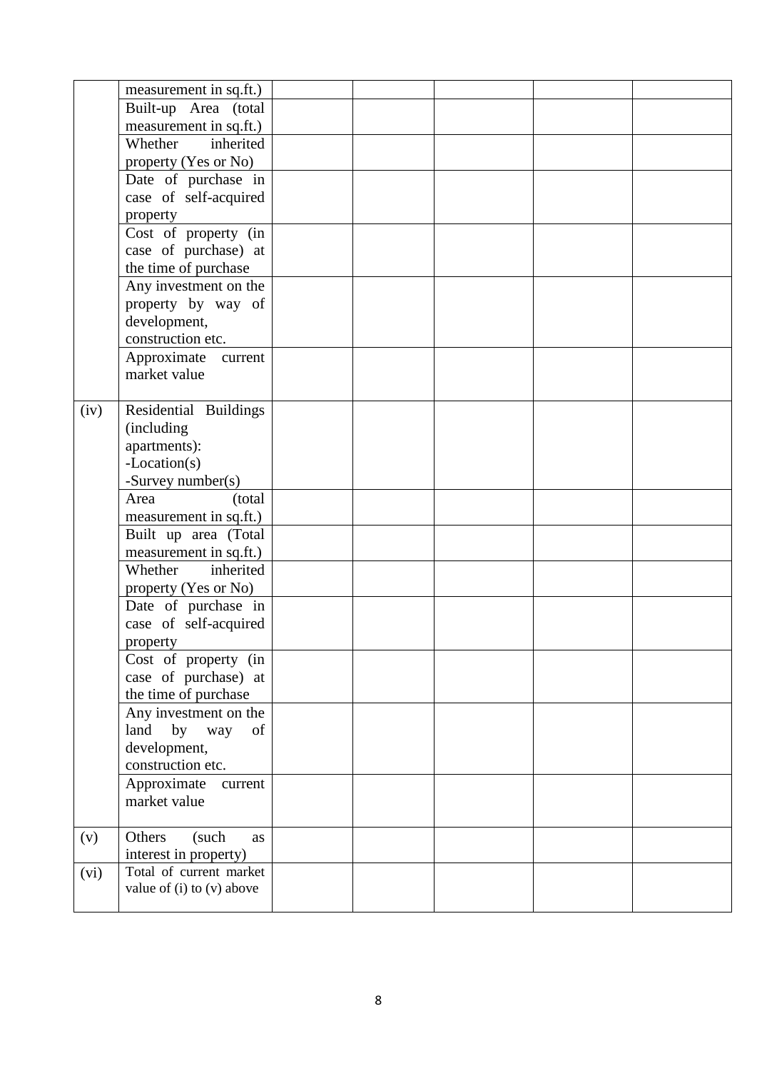| | | | | | | |
|---|---|---|---|---|---|---|
| | measurement in sq.ft.) | | | | | |
| | Built-up Area (total measurement in sq.ft.) | | | | | |
| | Whether inherited property (Yes or No) | | | | | |
| | Date of purchase in case of self-acquired property | | | | | |
| | Cost of property (in case of purchase) at the time of purchase | | | | | |
| | Any investment on the property by way of development, construction etc. | | | | | |
| | Approximate current market value | | | | | |
| (iv) | Residential Buildings (including apartments): -Location(s) -Survey number(s) | | | | | |
| | Area (total measurement in sq.ft.) | | | | | |
| | Built up area (Total measurement in sq.ft.) | | | | | |
| | Whether inherited property (Yes or No) | | | | | |
| | Date of purchase in case of self-acquired property | | | | | |
| | Cost of property (in case of purchase) at the time of purchase | | | | | |
| | Any investment on the land by way of development, construction etc. | | | | | |
| | Approximate current market value | | | | | |
| (v) | Others (such as interest in property) | | | | | |
| (vi) | Total of current market value of (i) to (v) above | | | | | |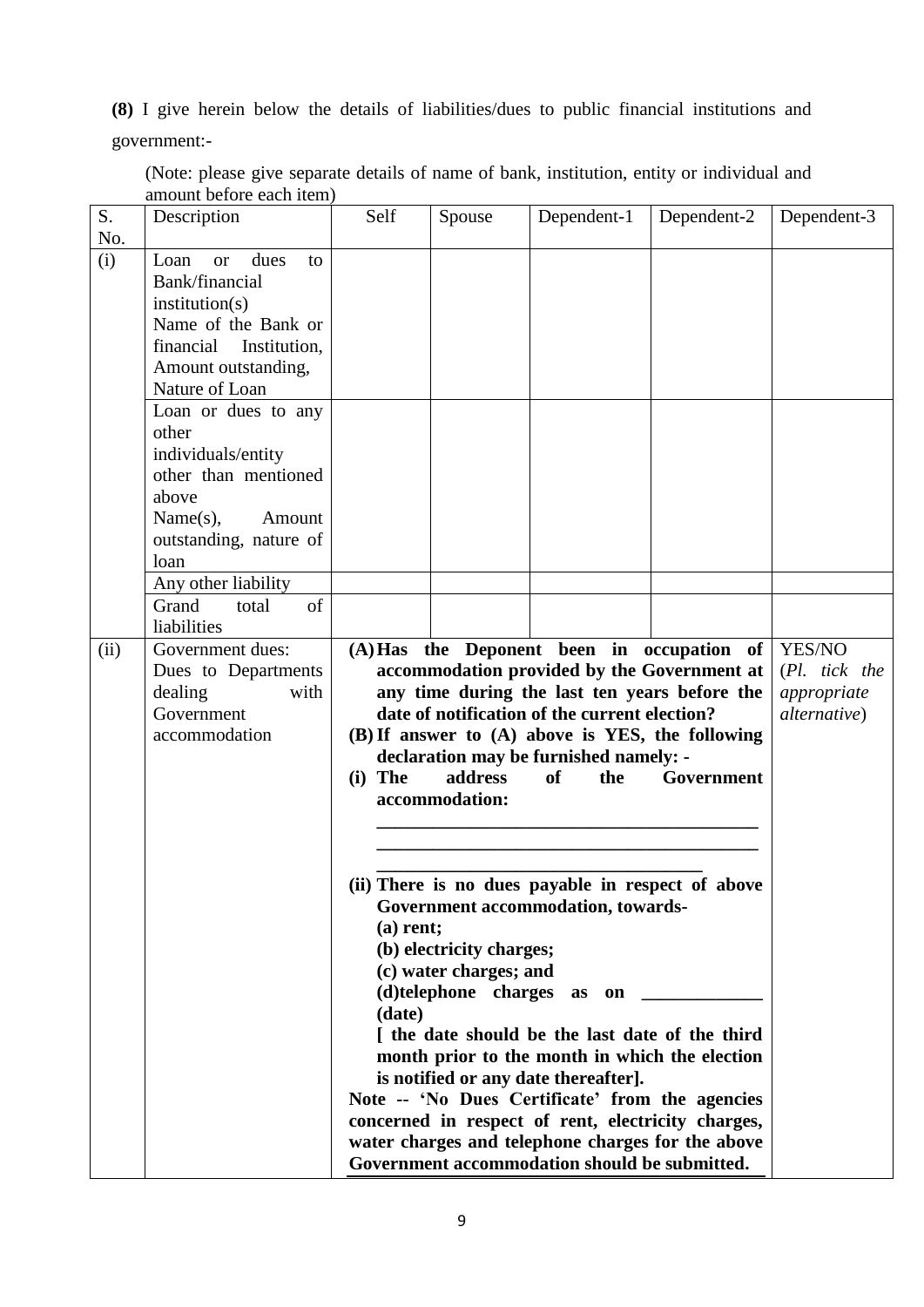**(8)** I give herein below the details of liabilities/dues to public financial institutions and government:-

(Note: please give separate details of name of bank, institution, entity or individual and amount before each item)

| S. No. | Description | Self | Spouse | Dependent-1 | Dependent-2 | Dependent-3 |
|---|---|---|---|---|---|---|
| (i) | Loan or dues to Bank/financial institution(s) Name of the Bank or financial Institution, Amount outstanding, Nature of Loan | | | | | |
| | Loan or dues to any other individuals/entity other than mentioned above Name(s), Amount outstanding, nature of loan | | | | | |
| | Any other liability | | | | | |
| | Grand total of liabilities | | | | | |
| (ii) | Government dues: Dues to Departments dealing with Government accommodation | **(A) Has the Deponent been in occupation of accommodation provided by the Government at any time during the last ten years before the date of notification of the current election?** **(B) If answer to (A) above is YES, the following declaration may be furnished namely: -** **(i) The address of the Government accommodation:** ________________ ________________ ________________ **(ii) There is no dues payable in respect of above Government accommodation, towards-** **(a) rent;** **(b) electricity charges;** **(c) water charges; and** **(d) telephone charges as on _____________ (date)** **[ the date should be the last date of the third month prior to the month in which the election is notified or any date thereafter].** **Note -- 'No Dues Certificate' from the agencies concerned in respect of rent, electricity charges, water charges and telephone charges for the above Government accommodation should be submitted.** | | | | YES/NO (*Pl. tick the appropriate alternative*) |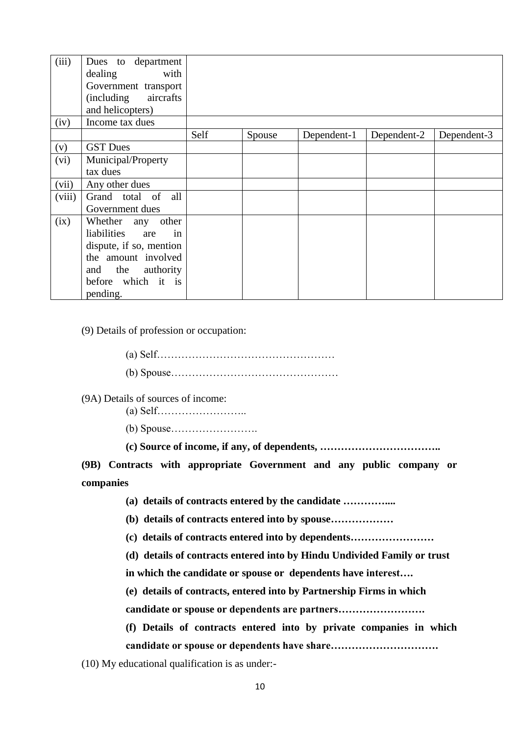| | | | | | | |
|---|---|---|---|---|---|---|
| (iii) | Dues to department dealing with Government transport (including aircrafts and helicopters) | | | | | |
| (iv) | Income tax dues | | | | | |
| | | Self | Spouse | Dependent-1 | Dependent-2 | Dependent-3 |
| (v) | GST Dues | | | | | |
| (vi) | Municipal/Property tax dues | | | | | |
| (vii) | Any other dues | | | | | |
| (viii) | Grand total of all Government dues | | | | | |
| (ix) | Whether any other liabilities are in dispute, if so, mention the amount involved and the authority before which it is pending. | | | | | |

(9) Details of profession or occupation:

(a) Self……………………………………………

(b) Spouse…………………………………………

(9A) Details of sources of income:

(a) Self……………………..

(b) Spouse…………………….

**(c) Source of income, if any, of dependents, ……………………………..**

**(9B) Contracts with appropriate Government and any public company or companies**

**(a) details of contracts entered by the candidate …………....**

**(b) details of contracts entered into by spouse………………**

**(c) details of contracts entered into by dependents……………………**

**(d) details of contracts entered into by Hindu Undivided Family or trust in which the candidate or spouse or dependents have interest….**

**(e) details of contracts, entered into by Partnership Firms in which candidate or spouse or dependents are partners…………………….**

**(f) Details of contracts entered into by private companies in which candidate or spouse or dependents have share………………………….**

(10) My educational qualification is as under:-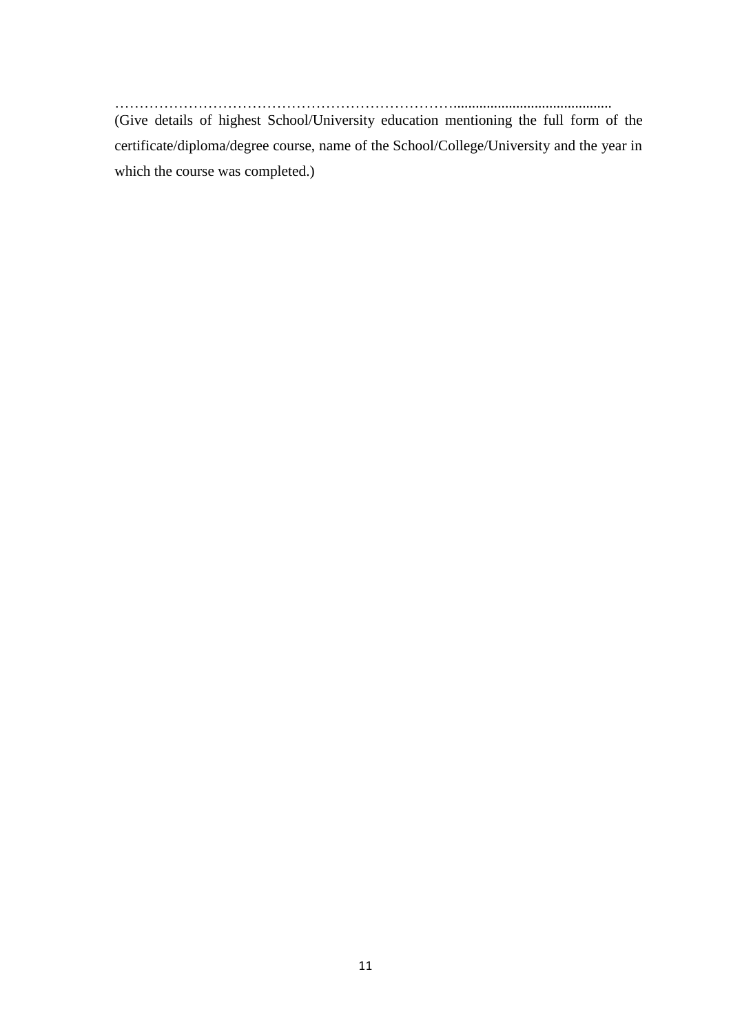……………………………………………………………..........................................

(Give details of highest School/University education mentioning the full form of the certificate/diploma/degree course, name of the School/College/University and the year in which the course was completed.)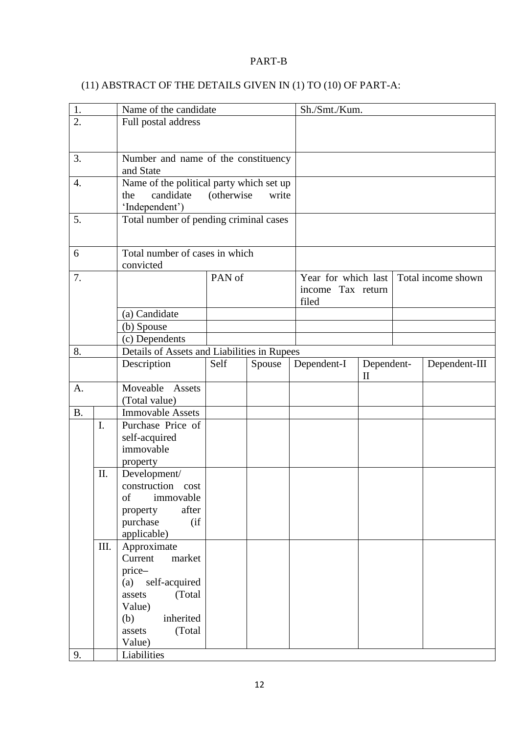PART-B

(11) ABSTRACT OF THE DETAILS GIVEN IN (1) TO (10) OF PART-A:

| | | | | | | | |
|---|---|---|---|---|---|---|---|
| 1. | | Name of the candidate | | | Sh./Smt./Kum. | | |
| 2. | | Full postal address | | | | | |
| 3. | | Number and name of the constituency and State | | | | | |
| 4. | | Name of the political party which set up the candidate (otherwise write 'Independent') | | | | | |
| 5. | | Total number of pending criminal cases | | | | | |
| 6 | | Total number of cases in which convicted | | | | | |
| 7. | | | PAN of | | Year for which last income Tax return filed | | Total income shown |
| | | (a) Candidate | | | | | |
| | | (b) Spouse | | | | | |
| | | (c) Dependents | | | | | |
| 8. | | Details of Assets and Liabilities in Rupees | | | | | |
| | | Description | Self | Spouse | Dependent-I | Dependent-II | Dependent-III |
| A. | | Moveable Assets (Total value) | | | | | |
| B. | | Immovable Assets | | | | | |
| | I. | Purchase Price of self-acquired immovable property | | | | | |
| | II. | Development/ construction cost of immovable property after purchase (if applicable) | | | | | |
| | III. | Approximate Current market price– (a) self-acquired assets (Total Value) (b) inherited assets (Total Value) | | | | | |
| 9. | | Liabilities | | | | | |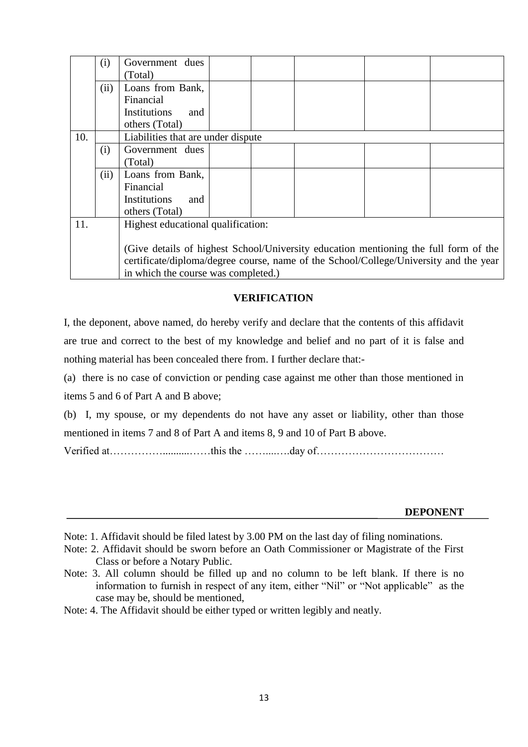| | | | | | | | |
|---|---|---|---|---|---|---|---|
| | (i) | Government dues (Total) | | | | | |
| | (ii) | Loans from Bank, Financial Institutions and others (Total) | | | | | |
| 10. | | Liabilities that are under dispute | | | | | |
| | (i) | Government dues (Total) | | | | | |
| | (ii) | Loans from Bank, Financial Institutions and others (Total) | | | | | |
| 11. | | Highest educational qualification:<br><br>(Give details of highest School/University education mentioning the full form of the certificate/diploma/degree course, name of the School/College/University and the year in which the course was completed.) | | | | | |

## VERIFICATION

I, the deponent, above named, do hereby verify and declare that the contents of this affidavit are true and correct to the best of my knowledge and belief and no part of it is false and nothing material has been concealed there from. I further declare that:-

(a) there is no case of conviction or pending case against me other than those mentioned in items 5 and 6 of Part A and B above;

(b) I, my spouse, or my dependents do not have any asset or liability, other than those mentioned in items 7 and 8 of Part A and items 8, 9 and 10 of Part B above.

Verified at……………..........……this the ……....….day of………………………………

**DEPONENT**

Note: 1. Affidavit should be filed latest by 3.00 PM on the last day of filing nominations.

Note: 2. Affidavit should be sworn before an Oath Commissioner or Magistrate of the First Class or before a Notary Public.

Note: 3. All column should be filled up and no column to be left blank. If there is no information to furnish in respect of any item, either "Nil" or "Not applicable" as the case may be, should be mentioned,

Note: 4. The Affidavit should be either typed or written legibly and neatly.